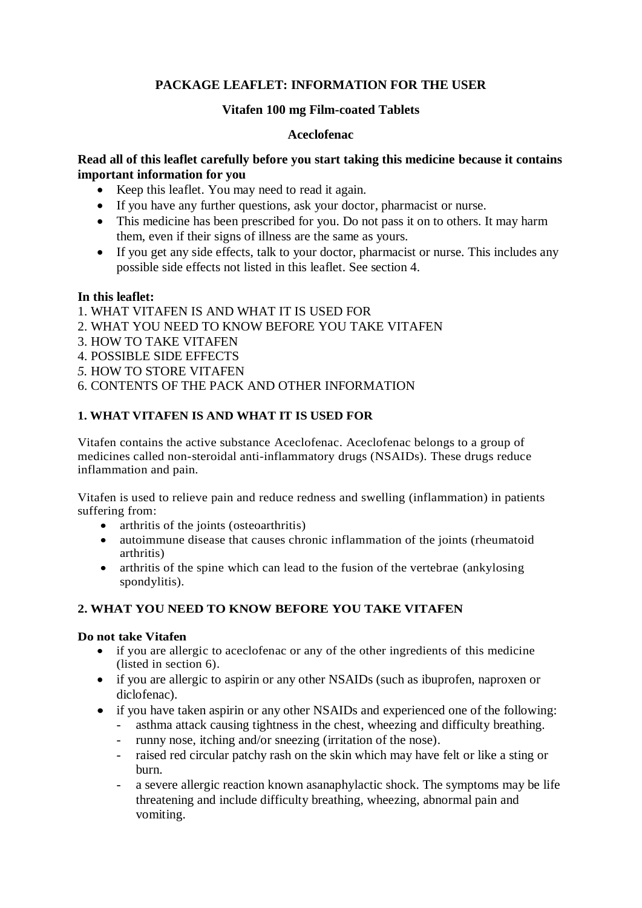**PACKAGE LEAFLET: INFORMATION FOR THE USER**

**Vitafen 100 mg Film-coated Tablets**

**Aceclofenac**

**Read all of this leaflet carefully before you start taking this medicine because it contains important information for you**

- Keep this leaflet. You may need to read it again.
- If you have any further questions, ask your doctor, pharmacist or nurse.
- This medicine has been prescribed for you. Do not pass it on to others. It may harm them, even if their signs of illness are the same as yours.
- If you get any side effects, talk to your doctor, pharmacist or nurse. This includes any possible side effects not listed in this leaflet. See section 4.

**In this leaflet:**

1. WHAT VITAFEN IS AND WHAT IT IS USED FOR
2. WHAT YOU NEED TO KNOW BEFORE YOU TAKE VITAFEN
3. HOW TO TAKE VITAFEN
4. POSSIBLE SIDE EFFECTS
5. HOW TO STORE VITAFEN
6. CONTENTS OF THE PACK AND OTHER INFORMATION

## 1. WHAT VITAFEN IS AND WHAT IT IS USED FOR

Vitafen contains the active substance Aceclofenac. Aceclofenac belongs to a group of medicines called non-steroidal anti-inflammatory drugs (NSAIDs). These drugs reduce inflammation and pain.

Vitafen is used to relieve pain and reduce redness and swelling (inflammation) in patients suffering from:

- arthritis of the joints (osteoarthritis)
- autoimmune disease that causes chronic inflammation of the joints (rheumatoid arthritis)
- arthritis of the spine which can lead to the fusion of the vertebrae (ankylosing spondylitis).

## 2. WHAT YOU NEED TO KNOW BEFORE YOU TAKE VITAFEN

**Do not take Vitafen**

- if you are allergic to aceclofenac or any of the other ingredients of this medicine (listed in section 6).
- if you are allergic to aspirin or any other NSAIDs (such as ibuprofen, naproxen or diclofenac).
- if you have taken aspirin or any other NSAIDs and experienced one of the following:
  - asthma attack causing tightness in the chest, wheezing and difficulty breathing.
  - runny nose, itching and/or sneezing (irritation of the nose).
  - raised red circular patchy rash on the skin which may have felt or like a sting or burn.
  - a severe allergic reaction known asanaphylactic shock. The symptoms may be life threatening and include difficulty breathing, wheezing, abnormal pain and vomiting.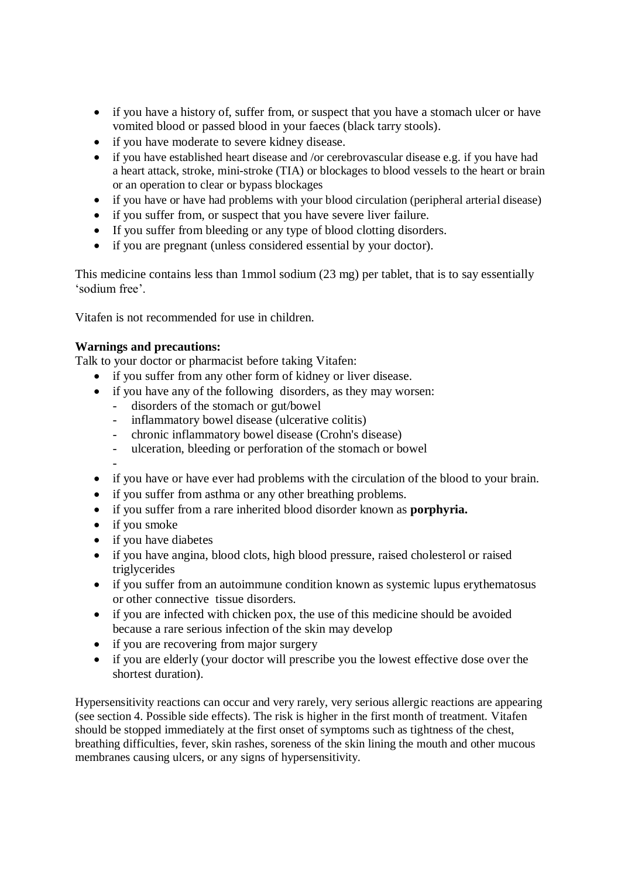- if you have a history of, suffer from, or suspect that you have a stomach ulcer or have vomited blood or passed blood in your faeces (black tarry stools).
- if you have moderate to severe kidney disease.
- if you have established heart disease and /or cerebrovascular disease e.g. if you have had a heart attack, stroke, mini-stroke (TIA) or blockages to blood vessels to the heart or brain or an operation to clear or bypass blockages
- if you have or have had problems with your blood circulation (peripheral arterial disease)
- if you suffer from, or suspect that you have severe liver failure.
- If you suffer from bleeding or any type of blood clotting disorders.
- if you are pregnant (unless considered essential by your doctor).

This medicine contains less than 1mmol sodium (23 mg) per tablet, that is to say essentially 'sodium free'.

Vitafen is not recommended for use in children.

**Warnings and precautions:**
Talk to your doctor or pharmacist before taking Vitafen:

- if you suffer from any other form of kidney or liver disease.
- if you have any of the following disorders, as they may worsen:
  - disorders of the stomach or gut/bowel
  - inflammatory bowel disease (ulcerative colitis)
  - chronic inflammatory bowel disease (Crohn's disease)
  - ulceration, bleeding or perforation of the stomach or bowel
  -
- if you have or have ever had problems with the circulation of the blood to your brain.
- if you suffer from asthma or any other breathing problems.
- if you suffer from a rare inherited blood disorder known as **porphyria.**
- if you smoke
- if you have diabetes
- if you have angina, blood clots, high blood pressure, raised cholesterol or raised triglycerides
- if you suffer from an autoimmune condition known as systemic lupus erythematosus or other connective tissue disorders.
- if you are infected with chicken pox, the use of this medicine should be avoided because a rare serious infection of the skin may develop
- if you are recovering from major surgery
- if you are elderly (your doctor will prescribe you the lowest effective dose over the shortest duration).

Hypersensitivity reactions can occur and very rarely, very serious allergic reactions are appearing (see section 4. Possible side effects). The risk is higher in the first month of treatment. Vitafen should be stopped immediately at the first onset of symptoms such as tightness of the chest, breathing difficulties, fever, skin rashes, soreness of the skin lining the mouth and other mucous membranes causing ulcers, or any signs of hypersensitivity.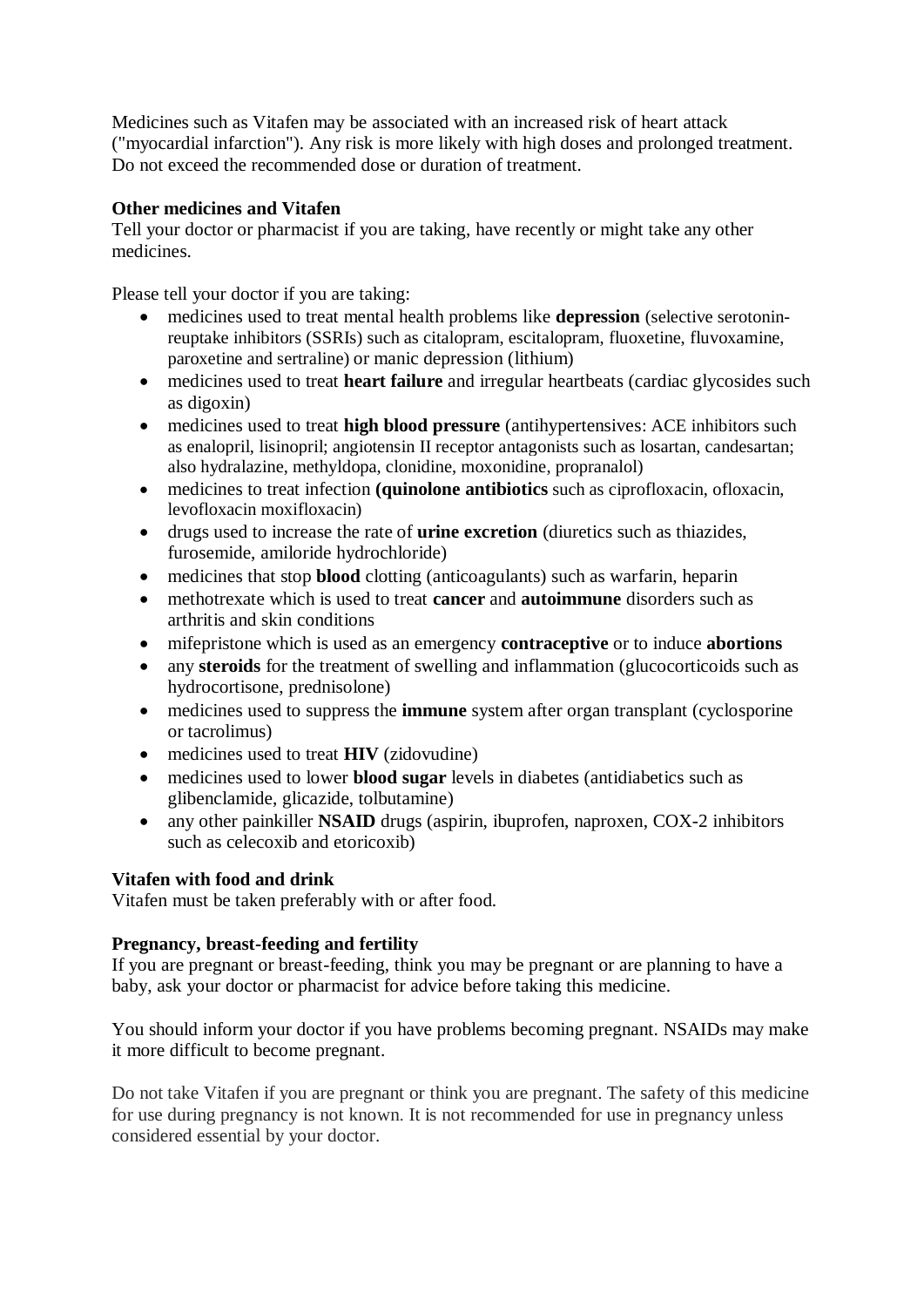Medicines such as Vitafen may be associated with an increased risk of heart attack ("myocardial infarction"). Any risk is more likely with high doses and prolonged treatment. Do not exceed the recommended dose or duration of treatment.

**Other medicines and Vitafen**

Tell your doctor or pharmacist if you are taking, have recently or might take any other medicines.

Please tell your doctor if you are taking:

- medicines used to treat mental health problems like **depression** (selective serotonin-reuptake inhibitors (SSRIs) such as citalopram, escitalopram, fluoxetine, fluvoxamine, paroxetine and sertraline) or manic depression (lithium)
- medicines used to treat **heart failure** and irregular heartbeats (cardiac glycosides such as digoxin)
- medicines used to treat **high blood pressure** (antihypertensives: ACE inhibitors such as enalopril, lisinopril; angiotensin II receptor antagonists such as losartan, candesartan; also hydralazine, methyldopa, clonidine, moxonidine, propranalol)
- medicines to treat infection **(quinolone antibiotics** such as ciprofloxacin, ofloxacin, levofloxacin moxifloxacin)
- drugs used to increase the rate of **urine excretion** (diuretics such as thiazides, furosemide, amiloride hydrochloride)
- medicines that stop **blood** clotting (anticoagulants) such as warfarin, heparin
- methotrexate which is used to treat **cancer** and **autoimmune** disorders such as arthritis and skin conditions
- mifepristone which is used as an emergency **contraceptive** or to induce **abortions**
- any **steroids** for the treatment of swelling and inflammation (glucocorticoids such as hydrocortisone, prednisolone)
- medicines used to suppress the **immune** system after organ transplant (cyclosporine or tacrolimus)
- medicines used to treat **HIV** (zidovudine)
- medicines used to lower **blood sugar** levels in diabetes (antidiabetics such as glibenclamide, glicazide, tolbutamine)
- any other painkiller **NSAID** drugs (aspirin, ibuprofen, naproxen, COX-2 inhibitors such as celecoxib and etoricoxib)

**Vitafen with food and drink**

Vitafen must be taken preferably with or after food.

**Pregnancy, breast-feeding and fertility**

If you are pregnant or breast-feeding, think you may be pregnant or are planning to have a baby, ask your doctor or pharmacist for advice before taking this medicine.

You should inform your doctor if you have problems becoming pregnant. NSAIDs may make it more difficult to become pregnant.

Do not take Vitafen if you are pregnant or think you are pregnant. The safety of this medicine for use during pregnancy is not known. It is not recommended for use in pregnancy unless considered essential by your doctor.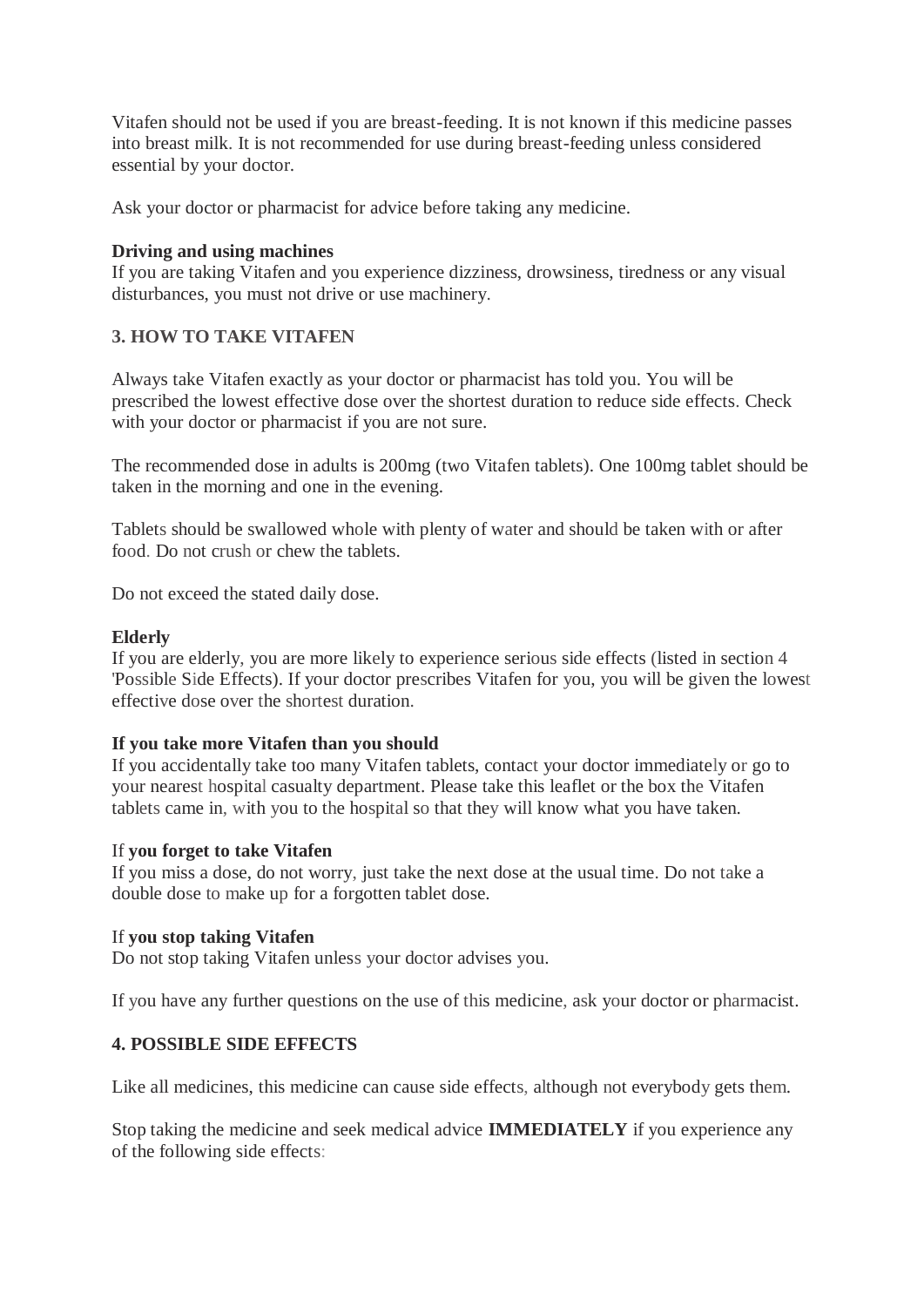Vitafen should not be used if you are breast-feeding. It is not known if this medicine passes into breast milk. It is not recommended for use during breast-feeding unless considered essential by your doctor.

Ask your doctor or pharmacist for advice before taking any medicine.

**Driving and using machines**
If you are taking Vitafen and you experience dizziness, drowsiness, tiredness or any visual disturbances, you must not drive or use machinery.

## 3. HOW TO TAKE VITAFEN

Always take Vitafen exactly as your doctor or pharmacist has told you. You will be prescribed the lowest effective dose over the shortest duration to reduce side effects. Check with your doctor or pharmacist if you are not sure.

The recommended dose in adults is 200mg (two Vitafen tablets). One 100mg tablet should be taken in the morning and one in the evening.

Tablets should be swallowed whole with plenty of water and should be taken with or after food. Do not crush or chew the tablets.

Do not exceed the stated daily dose.

**Elderly**
If you are elderly, you are more likely to experience serious side effects (listed in section 4 'Possible Side Effects). If your doctor prescribes Vitafen for you, you will be given the lowest effective dose over the shortest duration.

**If you take more Vitafen than you should**
If you accidentally take too many Vitafen tablets, contact your doctor immediately or go to your nearest hospital casualty department. Please take this leaflet or the box the Vitafen tablets came in, with you to the hospital so that they will know what you have taken.

If **you forget to take Vitafen**
If you miss a dose, do not worry, just take the next dose at the usual time. Do not take a double dose to make up for a forgotten tablet dose.

If **you stop taking Vitafen**
Do not stop taking Vitafen unless your doctor advises you.

If you have any further questions on the use of this medicine, ask your doctor or pharmacist.

## 4. POSSIBLE SIDE EFFECTS

Like all medicines, this medicine can cause side effects, although not everybody gets them.

Stop taking the medicine and seek medical advice **IMMEDIATELY** if you experience any of the following side effects: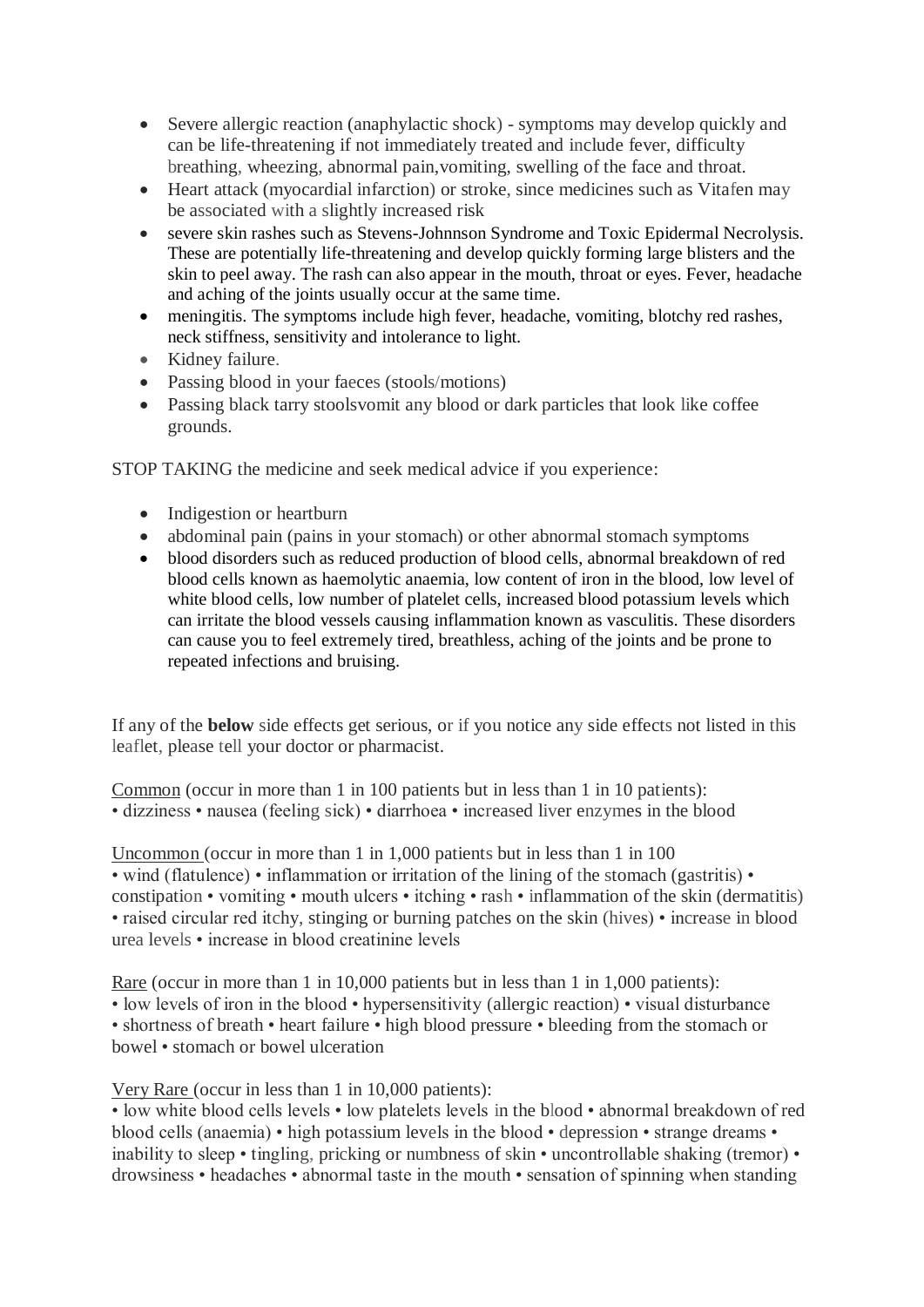- Severe allergic reaction (anaphylactic shock) - symptoms may develop quickly and can be life-threatening if not immediately treated and include fever, difficulty breathing, wheezing, abnormal pain,vomiting, swelling of the face and throat.
- Heart attack (myocardial infarction) or stroke, since medicines such as Vitafen may be associated with a slightly increased risk
- severe skin rashes such as Stevens-Johnnson Syndrome and Toxic Epidermal Necrolysis. These are potentially life-threatening and develop quickly forming large blisters and the skin to peel away. The rash can also appear in the mouth, throat or eyes. Fever, headache and aching of the joints usually occur at the same time.
- meningitis. The symptoms include high fever, headache, vomiting, blotchy red rashes, neck stiffness, sensitivity and intolerance to light.
- Kidney failure.
- Passing blood in your faeces (stools/motions)
- Passing black tarry stoolsvomit any blood or dark particles that look like coffee grounds.

STOP TAKING the medicine and seek medical advice if you experience:

- Indigestion or heartburn
- abdominal pain (pains in your stomach) or other abnormal stomach symptoms
- blood disorders such as reduced production of blood cells, abnormal breakdown of red blood cells known as haemolytic anaemia, low content of iron in the blood, low level of white blood cells, low number of platelet cells, increased blood potassium levels which can irritate the blood vessels causing inflammation known as vasculitis. These disorders can cause you to feel extremely tired, breathless, aching of the joints and be prone to repeated infections and bruising.

If any of the **below** side effects get serious, or if you notice any side effects not listed in this leaflet, please tell your doctor or pharmacist.

Common (occur in more than 1 in 100 patients but in less than 1 in 10 patients):
• dizziness • nausea (feeling sick) • diarrhoea • increased liver enzymes in the blood

Uncommon (occur in more than 1 in 1,000 patients but in less than 1 in 100
• wind (flatulence) • inflammation or irritation of the lining of the stomach (gastritis) • constipation • vomiting • mouth ulcers • itching • rash • inflammation of the skin (dermatitis) • raised circular red itchy, stinging or burning patches on the skin (hives) • increase in blood urea levels • increase in blood creatinine levels

Rare (occur in more than 1 in 10,000 patients but in less than 1 in 1,000 patients):
• low levels of iron in the blood • hypersensitivity (allergic reaction) • visual disturbance • shortness of breath • heart failure • high blood pressure • bleeding from the stomach or bowel • stomach or bowel ulceration

Very Rare (occur in less than 1 in 10,000 patients):
• low white blood cells levels • low platelets levels in the blood • abnormal breakdown of red blood cells (anaemia) • high potassium levels in the blood • depression • strange dreams • inability to sleep • tingling, pricking or numbness of skin • uncontrollable shaking (tremor) • drowsiness • headaches • abnormal taste in the mouth • sensation of spinning when standing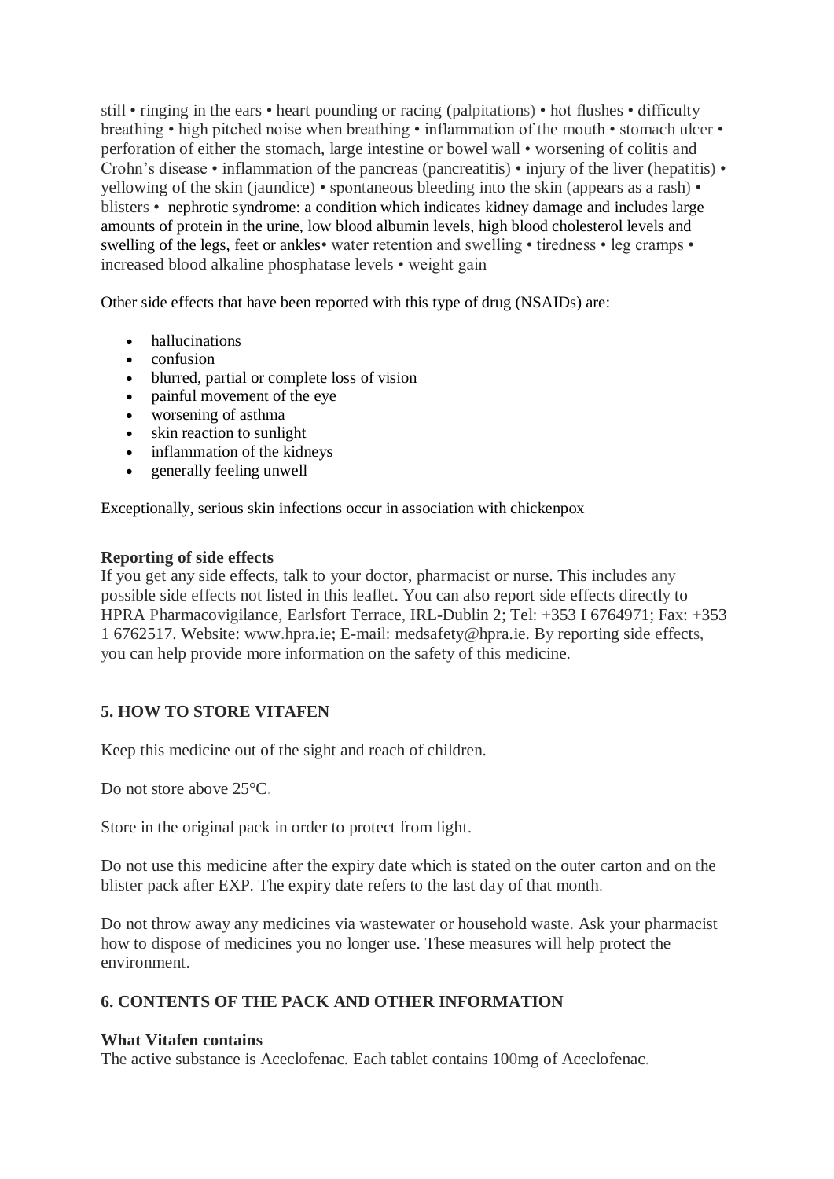still • ringing in the ears • heart pounding or racing (palpitations) • hot flushes • difficulty breathing • high pitched noise when breathing • inflammation of the mouth • stomach ulcer • perforation of either the stomach, large intestine or bowel wall • worsening of colitis and Crohn's disease • inflammation of the pancreas (pancreatitis) • injury of the liver (hepatitis) • yellowing of the skin (jaundice) • spontaneous bleeding into the skin (appears as a rash) • blisters • nephrotic syndrome: a condition which indicates kidney damage and includes large amounts of protein in the urine, low blood albumin levels, high blood cholesterol levels and swelling of the legs, feet or ankles• water retention and swelling • tiredness • leg cramps • increased blood alkaline phosphatase levels • weight gain

Other side effects that have been reported with this type of drug (NSAIDs) are:

- hallucinations
- confusion
- blurred, partial or complete loss of vision
- painful movement of the eye
- worsening of asthma
- skin reaction to sunlight
- inflammation of the kidneys
- generally feeling unwell

Exceptionally, serious skin infections occur in association with chickenpox

**Reporting of side effects**

If you get any side effects, talk to your doctor, pharmacist or nurse. This includes any possible side effects not listed in this leaflet. You can also report side effects directly to HPRA Pharmacovigilance, Earlsfort Terrace, IRL-Dublin 2; Tel: +353 I 6764971; Fax: +353 1 6762517. Website: www.hpra.ie; E-mail: medsafety@hpra.ie. By reporting side effects, you can help provide more information on the safety of this medicine.

## 5. HOW TO STORE VITAFEN

Keep this medicine out of the sight and reach of children.

Do not store above 25°C.

Store in the original pack in order to protect from light.

Do not use this medicine after the expiry date which is stated on the outer carton and on the blister pack after EXP. The expiry date refers to the last day of that month.

Do not throw away any medicines via wastewater or household waste. Ask your pharmacist how to dispose of medicines you no longer use. These measures will help protect the environment.

## 6. CONTENTS OF THE PACK AND OTHER INFORMATION

**What Vitafen contains**

The active substance is Aceclofenac. Each tablet contains 100mg of Aceclofenac.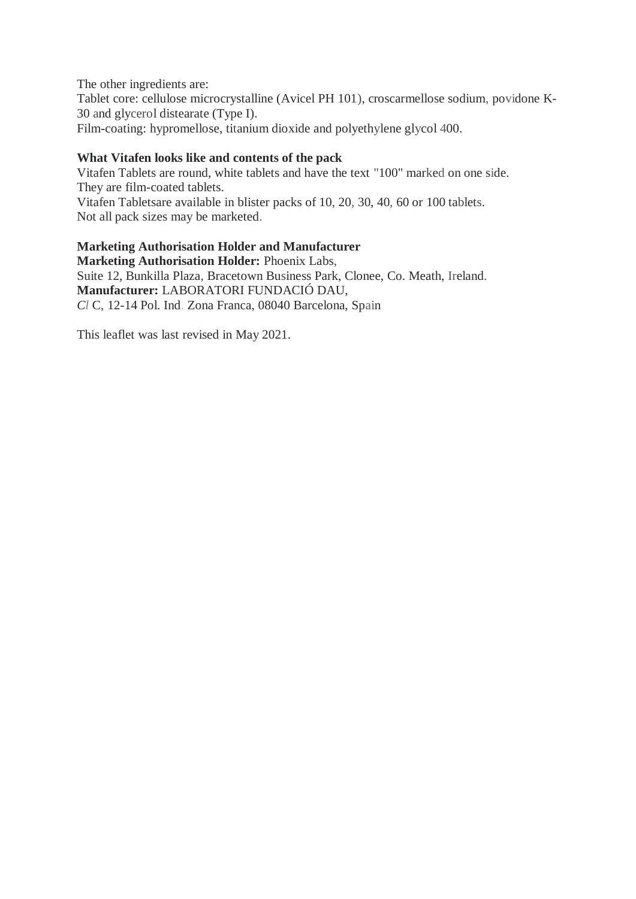The other ingredients are:
Tablet core: cellulose microcrystalline (Avicel PH 101), croscarmellose sodium, povidone K-30 and glycerol distearate (Type I).
Film-coating: hypromellose, titanium dioxide and polyethylene glycol 400.

**What Vitafen looks like and contents of the pack**

Vitafen Tablets are round, white tablets and have the text "100" marked on one side.
They are film-coated tablets.
Vitafen Tabletsare available in blister packs of 10, 20, 30, 40, 60 or 100 tablets.
Not all pack sizes may be marketed.

**Marketing Authorisation Holder and Manufacturer**

**Marketing Authorisation Holder:** Phoenix Labs,
Suite 12, Bunkilla Plaza, Bracetown Business Park, Clonee, Co. Meath, Ireland.
**Manufacturer:** LABORATORI FUNDACIÓ DAU,
*Cl* C, 12-14 Pol. Ind. Zona Franca, 08040 Barcelona, Spain

This leaflet was last revised in May 2021.